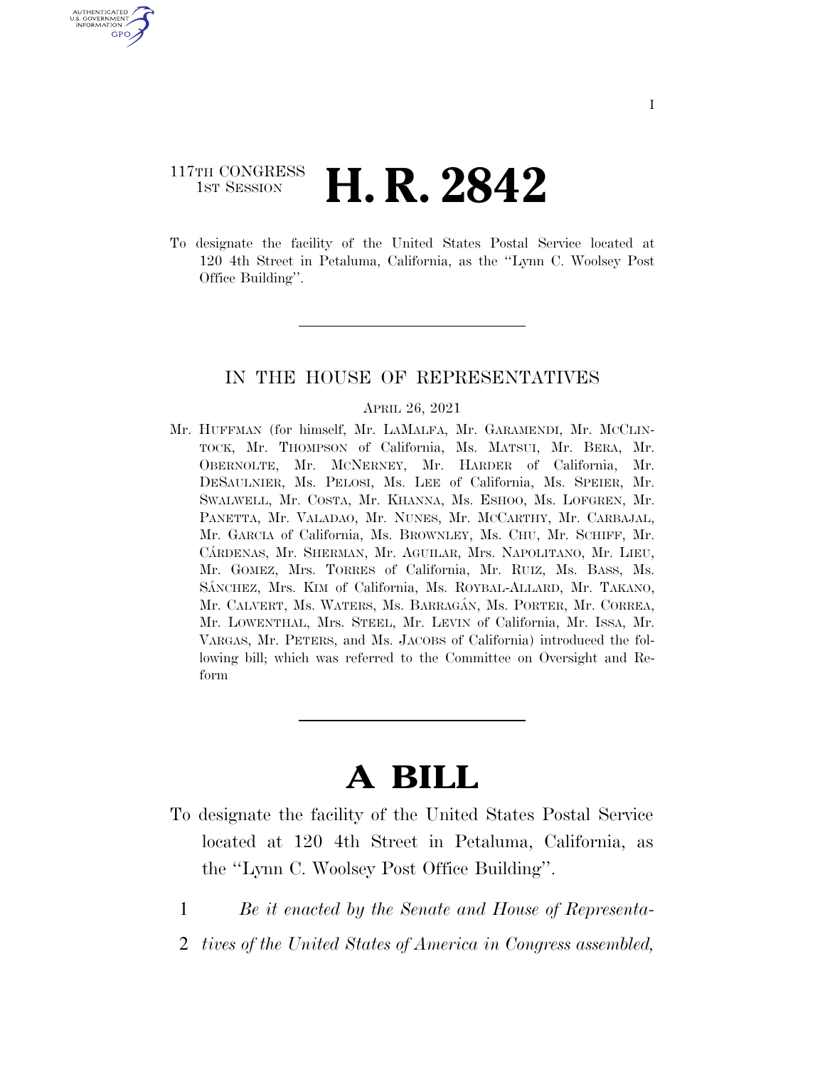117TH CONGRESS
1ST SESSION

# H. R. 2842

To designate the facility of the United States Postal Service located at 120 4th Street in Petaluma, California, as the ''Lynn C. Woolsey Post Office Building''.

IN THE HOUSE OF REPRESENTATIVES

APRIL 26, 2021

Mr. HUFFMAN (for himself, Mr. LAMALFA, Mr. GARAMENDI, Mr. MCCLINTOCK, Mr. THOMPSON of California, Ms. MATSUI, Mr. BERA, Mr. OBERNOLTE, Mr. MCNERNEY, Mr. HARDER of California, Mr. DESAULNIER, Ms. PELOSI, Ms. LEE of California, Ms. SPEIER, Mr. SWALWELL, Mr. COSTA, Mr. KHANNA, Ms. ESHOO, Ms. LOFGREN, Mr. PANETTA, Mr. VALADAO, Mr. NUNES, Mr. MCCARTHY, Mr. CARBAJAL, Mr. GARCIA of California, Ms. BROWNLEY, Ms. CHU, Mr. SCHIFF, Mr. CÁRDENAS, Mr. SHERMAN, Mr. AGUILAR, Mrs. NAPOLITANO, Mr. LIEU, Mr. GOMEZ, Mrs. TORRES of California, Mr. RUIZ, Ms. BASS, Ms. SÁNCHEZ, Mrs. KIM of California, Ms. ROYBAL-ALLARD, Mr. TAKANO, Mr. CALVERT, Ms. WATERS, Ms. BARRAGÁN, Ms. PORTER, Mr. CORREA, Mr. LOWENTHAL, Mrs. STEEL, Mr. LEVIN of California, Mr. ISSA, Mr. VARGAS, Mr. PETERS, and Ms. JACOBS of California) introduced the following bill; which was referred to the Committee on Oversight and Reform

# A BILL

To designate the facility of the United States Postal Service located at 120 4th Street in Petaluma, California, as the ''Lynn C. Woolsey Post Office Building''.

1 *Be it enacted by the Senate and House of Representa-*
2 *tives of the United States of America in Congress assembled,*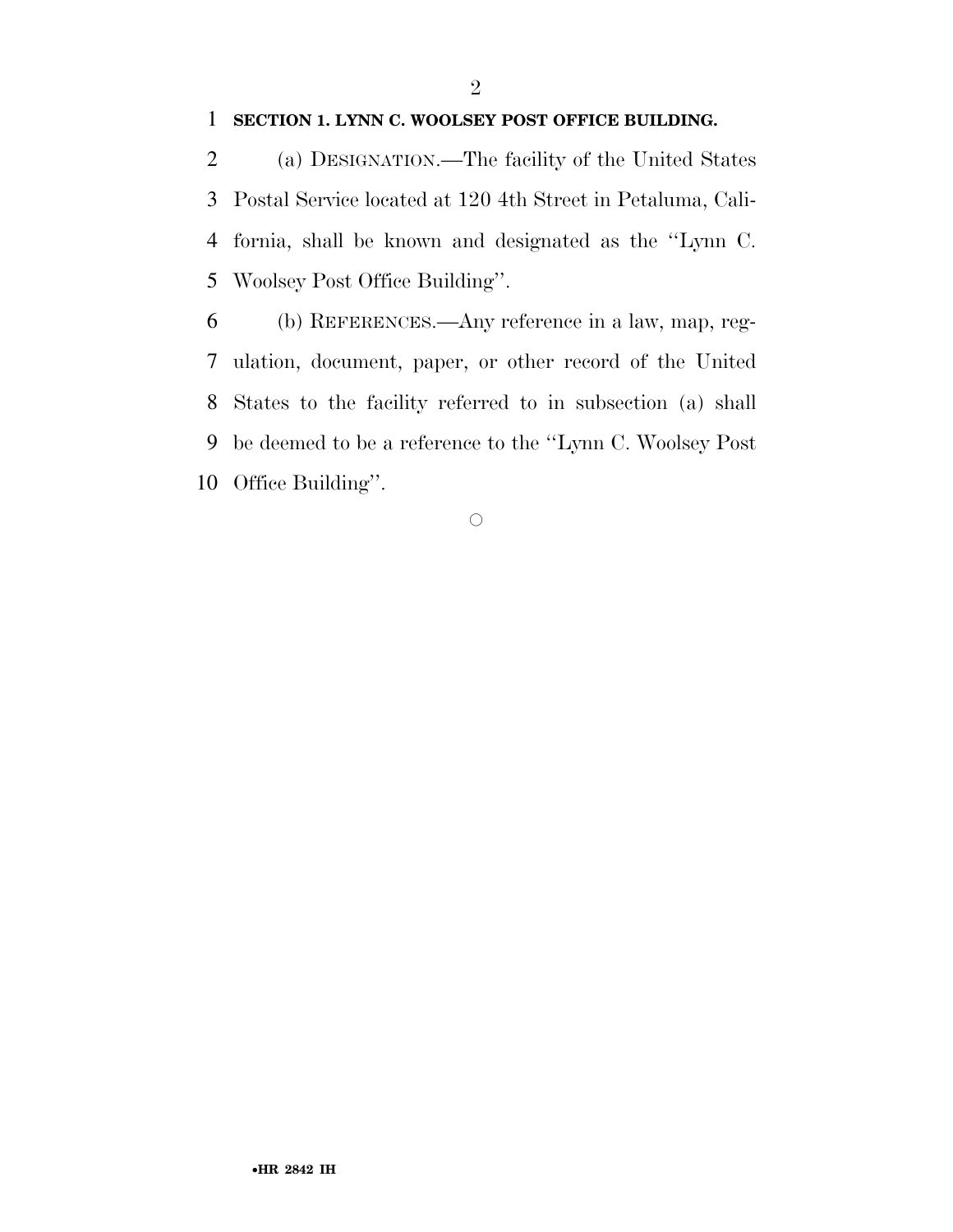**SECTION 1. LYNN C. WOOLSEY POST OFFICE BUILDING.**

(a) DESIGNATION.—The facility of the United States Postal Service located at 120 4th Street in Petaluma, California, shall be known and designated as the ''Lynn C. Woolsey Post Office Building''.

(b) REFERENCES.—Any reference in a law, map, regulation, document, paper, or other record of the United States to the facility referred to in subsection (a) shall be deemed to be a reference to the ''Lynn C. Woolsey Post Office Building''.

○